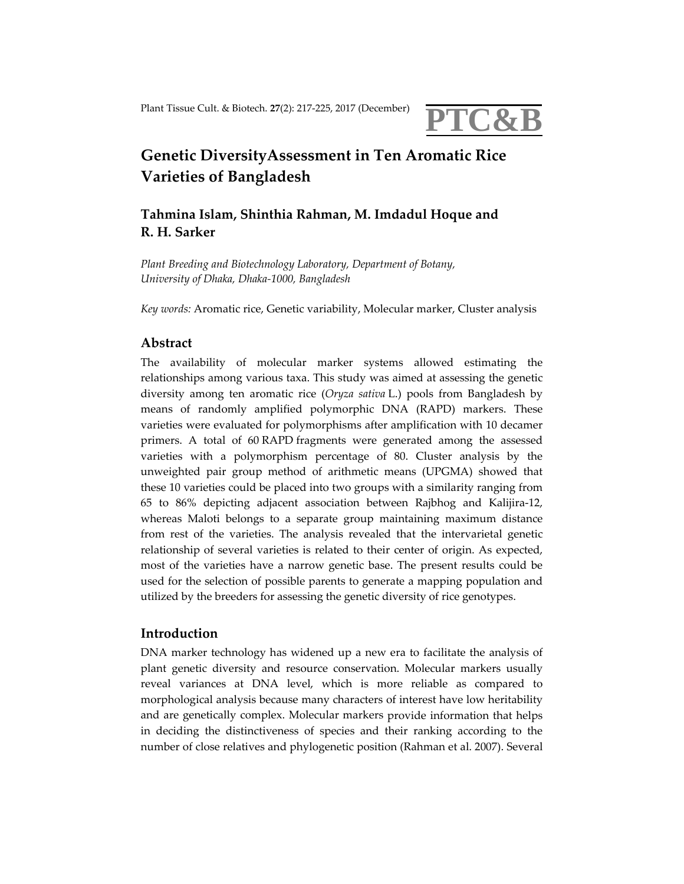# Genetic DiversityAssessment in Ten Aromatic Rice Varieties of Bangladesh

**Tahmina Islam, Shinthia Rahman, M. Imdadul Hoque and R. H. Sarker**

*Plant Breeding and Biotechnology Laboratory, Department of Botany, University of Dhaka, Dhaka-1000, Bangladesh*

*Key words:* Aromatic rice, Genetic variability, Molecular marker, Cluster analysis

## Abstract

The availability of molecular marker systems allowed estimating the relationships among various taxa. This study was aimed at assessing the genetic diversity among ten aromatic rice (*Oryza sativa* L.) pools from Bangladesh by means of randomly amplified polymorphic DNA (RAPD) markers. These varieties were evaluated for polymorphisms after amplification with 10 decamer primers. A total of 60 RAPD fragments were generated among the assessed varieties with a polymorphism percentage of 80. Cluster analysis by the unweighted pair group method of arithmetic means (UPGMA) showed that these 10 varieties could be placed into two groups with a similarity ranging from 65 to 86% depicting adjacent association between Rajbhog and Kalijira-12, whereas Maloti belongs to a separate group maintaining maximum distance from rest of the varieties. The analysis revealed that the intervarietal genetic relationship of several varieties is related to their center of origin. As expected, most of the varieties have a narrow genetic base. The present results could be used for the selection of possible parents to generate a mapping population and utilized by the breeders for assessing the genetic diversity of rice genotypes.

## Introduction

DNA marker technology has widened up a new era to facilitate the analysis of plant genetic diversity and resource conservation. Molecular markers usually reveal variances at DNA level, which is more reliable as compared to morphological analysis because many characters of interest have low heritability and are genetically complex. Molecular markers provide information that helps in deciding the distinctiveness of species and their ranking according to the number of close relatives and phylogenetic position (Rahman et al. 2007). Several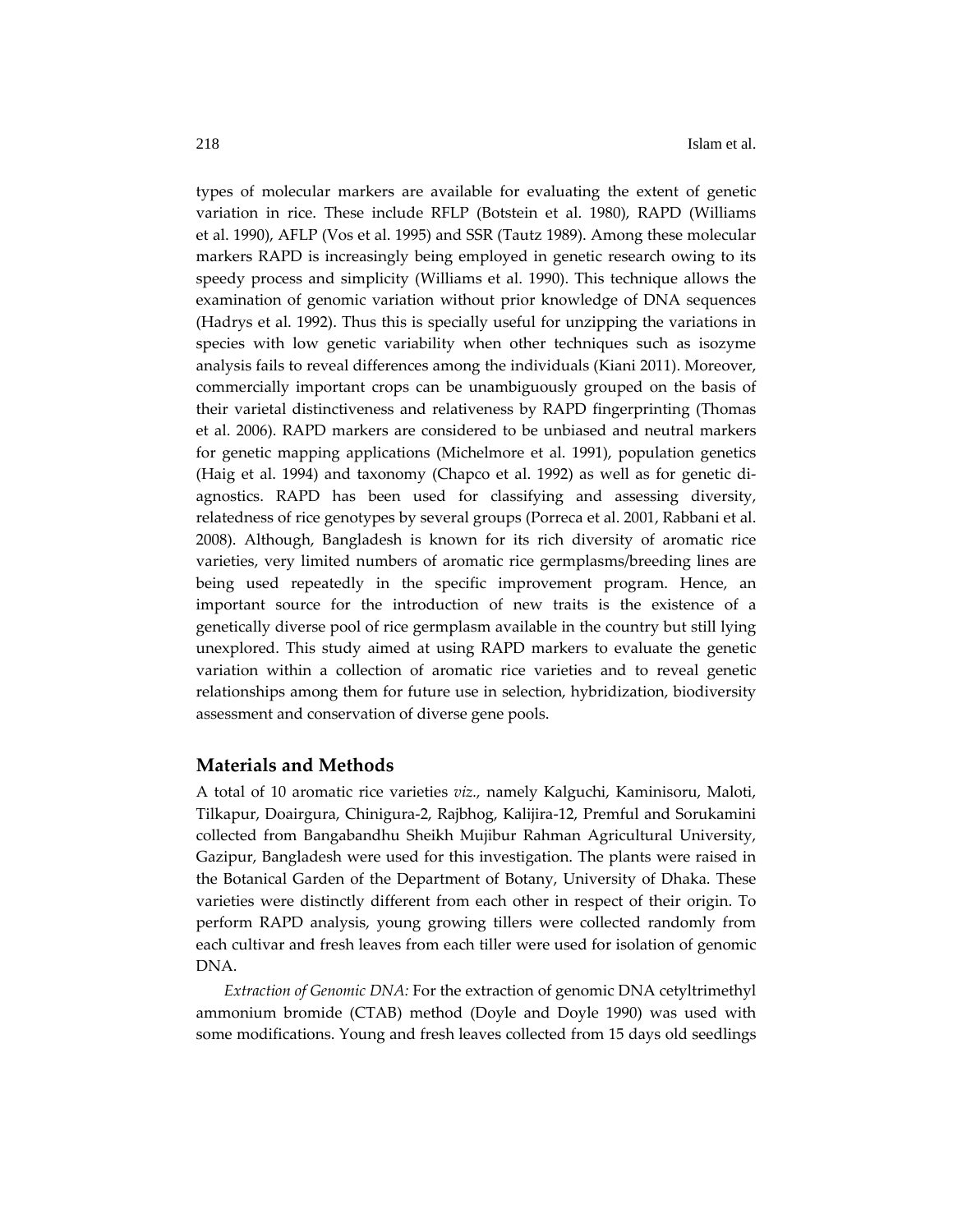types of molecular markers are available for evaluating the extent of genetic variation in rice. These include RFLP (Botstein et al. 1980), RAPD (Williams et al. 1990), AFLP (Vos et al. 1995) and SSR (Tautz 1989). Among these molecular markers RAPD is increasingly being employed in genetic research owing to its speedy process and simplicity (Williams et al. 1990). This technique allows the examination of genomic variation without prior knowledge of DNA sequences (Hadrys et al. 1992). Thus this is specially useful for unzipping the variations in species with low genetic variability when other techniques such as isozyme analysis fails to reveal differences among the individuals (Kiani 2011). Moreover, commercially important crops can be unambiguously grouped on the basis of their varietal distinctiveness and relativeness by RAPD fingerprinting (Thomas et al. 2006). RAPD markers are considered to be unbiased and neutral markers for genetic mapping applications (Michelmore et al. 1991), population genetics (Haig et al. 1994) and taxonomy (Chapco et al. 1992) as well as for genetic diagnostics. RAPD has been used for classifying and assessing diversity, relatedness of rice genotypes by several groups (Porreca et al. 2001, Rabbani et al. 2008). Although, Bangladesh is known for its rich diversity of aromatic rice varieties, very limited numbers of aromatic rice germplasms/breeding lines are being used repeatedly in the specific improvement program. Hence, an important source for the introduction of new traits is the existence of a genetically diverse pool of rice germplasm available in the country but still lying unexplored. This study aimed at using RAPD markers to evaluate the genetic variation within a collection of aromatic rice varieties and to reveal genetic relationships among them for future use in selection, hybridization, biodiversity assessment and conservation of diverse gene pools.

## Materials and Methods

A total of 10 aromatic rice varieties *viz.,* namely Kalguchi, Kaminisoru, Maloti, Tilkapur, Doairgura, Chinigura-2, Rajbhog, Kalijira-12, Premful and Sorukamini collected from Bangabandhu Sheikh Mujibur Rahman Agricultural University, Gazipur, Bangladesh were used for this investigation. The plants were raised in the Botanical Garden of the Department of Botany, University of Dhaka. These varieties were distinctly different from each other in respect of their origin. To perform RAPD analysis, young growing tillers were collected randomly from each cultivar and fresh leaves from each tiller were used for isolation of genomic DNA.

*Extraction of Genomic DNA:* For the extraction of genomic DNA cetyltrimethyl ammonium bromide (CTAB) method (Doyle and Doyle 1990) was used with some modifications. Young and fresh leaves collected from 15 days old seedlings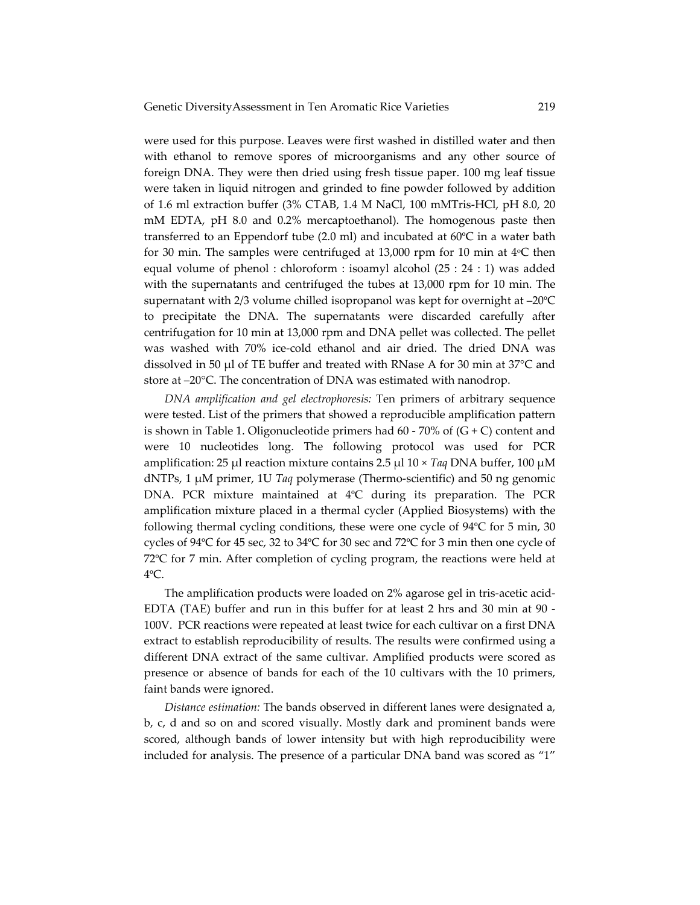were used for this purpose. Leaves were first washed in distilled water and then with ethanol to remove spores of microorganisms and any other source of foreign DNA. They were then dried using fresh tissue paper. 100 mg leaf tissue were taken in liquid nitrogen and grinded to fine powder followed by addition of 1.6 ml extraction buffer (3% CTAB, 1.4 M NaCl, 100 mMTris-HCl, pH 8.0, 20 mM EDTA, pH 8.0 and 0.2% mercaptoethanol). The homogenous paste then transferred to an Eppendorf tube (2.0 ml) and incubated at 60ºC in a water bath for 30 min. The samples were centrifuged at 13,000 rpm for 10 min at 4ºC then equal volume of phenol : chloroform : isoamyl alcohol (25 : 24 : 1) was added with the supernatants and centrifuged the tubes at 13,000 rpm for 10 min. The supernatant with 2/3 volume chilled isopropanol was kept for overnight at –20ºC to precipitate the DNA. The supernatants were discarded carefully after centrifugation for 10 min at 13,000 rpm and DNA pellet was collected. The pellet was washed with 70% ice-cold ethanol and air dried. The dried DNA was dissolved in 50 µl of TE buffer and treated with RNase A for 30 min at 37°C and store at –20°C. The concentration of DNA was estimated with nanodrop.

*DNA amplification and gel electrophoresis:* Ten primers of arbitrary sequence were tested. List of the primers that showed a reproducible amplification pattern is shown in Table 1. Oligonucleotide primers had 60 - 70% of (G + C) content and were 10 nucleotides long. The following protocol was used for PCR amplification: 25 µl reaction mixture contains 2.5 µl 10 × *Taq* DNA buffer, 100 µM dNTPs, 1 µM primer, 1U *Taq* polymerase (Thermo-scientific) and 50 ng genomic DNA. PCR mixture maintained at 4ºC during its preparation. The PCR amplification mixture placed in a thermal cycler (Applied Biosystems) with the following thermal cycling conditions, these were one cycle of 94ºC for 5 min, 30 cycles of 94ºC for 45 sec, 32 to 34ºC for 30 sec and 72ºC for 3 min then one cycle of 72ºC for 7 min. After completion of cycling program, the reactions were held at 4ºC.

The amplification products were loaded on 2% agarose gel in tris-acetic acid-EDTA (TAE) buffer and run in this buffer for at least 2 hrs and 30 min at 90 - 100V. PCR reactions were repeated at least twice for each cultivar on a first DNA extract to establish reproducibility of results. The results were confirmed using a different DNA extract of the same cultivar. Amplified products were scored as presence or absence of bands for each of the 10 cultivars with the 10 primers, faint bands were ignored.

*Distance estimation:* The bands observed in different lanes were designated a, b, c, d and so on and scored visually. Mostly dark and prominent bands were scored, although bands of lower intensity but with high reproducibility were included for analysis. The presence of a particular DNA band was scored as "1"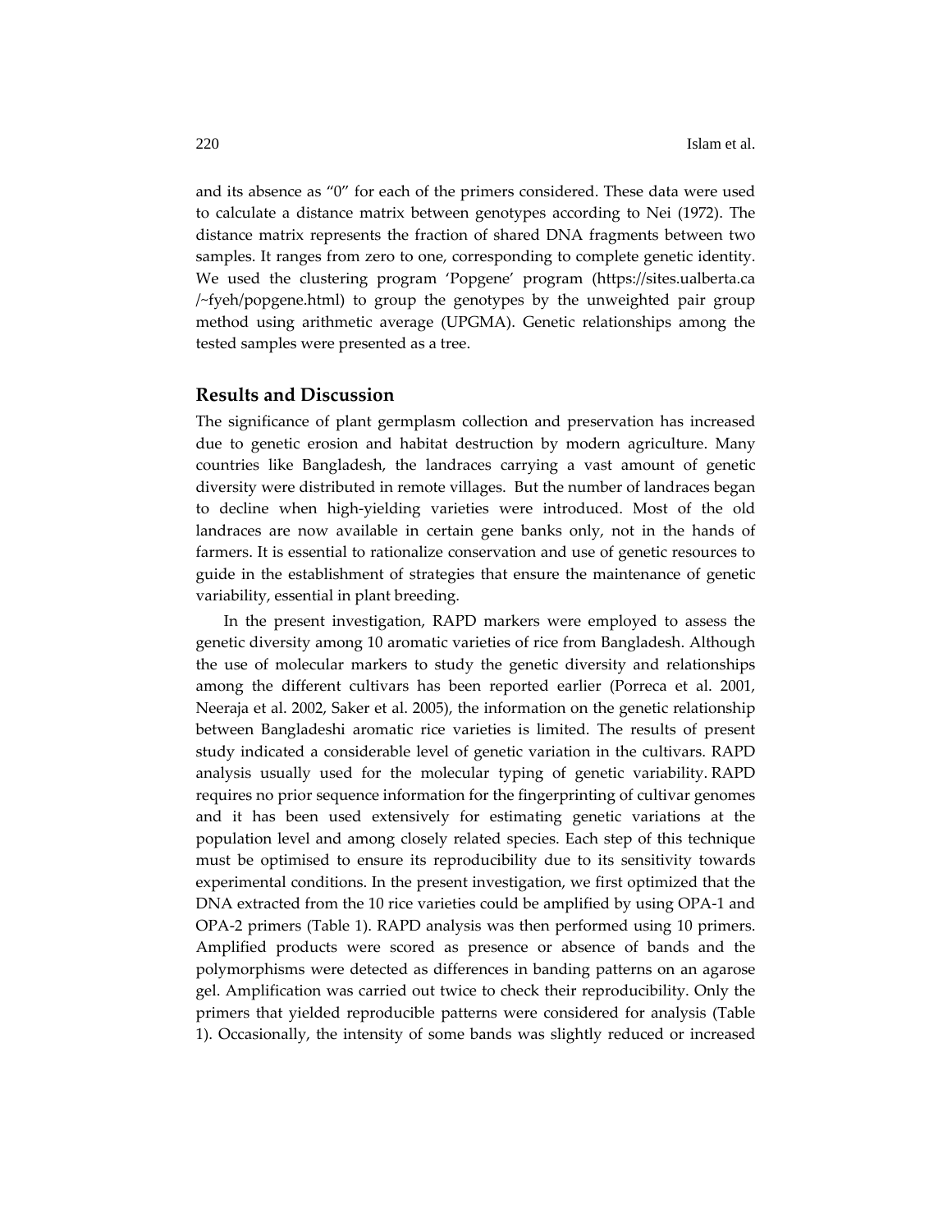and its absence as "0" for each of the primers considered. These data were used to calculate a distance matrix between genotypes according to Nei (1972). The distance matrix represents the fraction of shared DNA fragments between two samples. It ranges from zero to one, corresponding to complete genetic identity. We used the clustering program 'Popgene' program (https://sites.ualberta.ca /~fyeh/popgene.html) to group the genotypes by the unweighted pair group method using arithmetic average (UPGMA). Genetic relationships among the tested samples were presented as a tree.

## Results and Discussion

The significance of plant germplasm collection and preservation has increased due to genetic erosion and habitat destruction by modern agriculture. Many countries like Bangladesh, the landraces carrying a vast amount of genetic diversity were distributed in remote villages. But the number of landraces began to decline when high-yielding varieties were introduced. Most of the old landraces are now available in certain gene banks only, not in the hands of farmers. It is essential to rationalize conservation and use of genetic resources to guide in the establishment of strategies that ensure the maintenance of genetic variability, essential in plant breeding.

In the present investigation, RAPD markers were employed to assess the genetic diversity among 10 aromatic varieties of rice from Bangladesh. Although the use of molecular markers to study the genetic diversity and relationships among the different cultivars has been reported earlier (Porreca et al. 2001, Neeraja et al. 2002, Saker et al. 2005), the information on the genetic relationship between Bangladeshi aromatic rice varieties is limited. The results of present study indicated a considerable level of genetic variation in the cultivars. RAPD analysis usually used for the molecular typing of genetic variability. RAPD requires no prior sequence information for the fingerprinting of cultivar genomes and it has been used extensively for estimating genetic variations at the population level and among closely related species. Each step of this technique must be optimised to ensure its reproducibility due to its sensitivity towards experimental conditions. In the present investigation, we first optimized that the DNA extracted from the 10 rice varieties could be amplified by using OPA-1 and OPA-2 primers (Table 1). RAPD analysis was then performed using 10 primers. Amplified products were scored as presence or absence of bands and the polymorphisms were detected as differences in banding patterns on an agarose gel. Amplification was carried out twice to check their reproducibility. Only the primers that yielded reproducible patterns were considered for analysis (Table 1). Occasionally, the intensity of some bands was slightly reduced or increased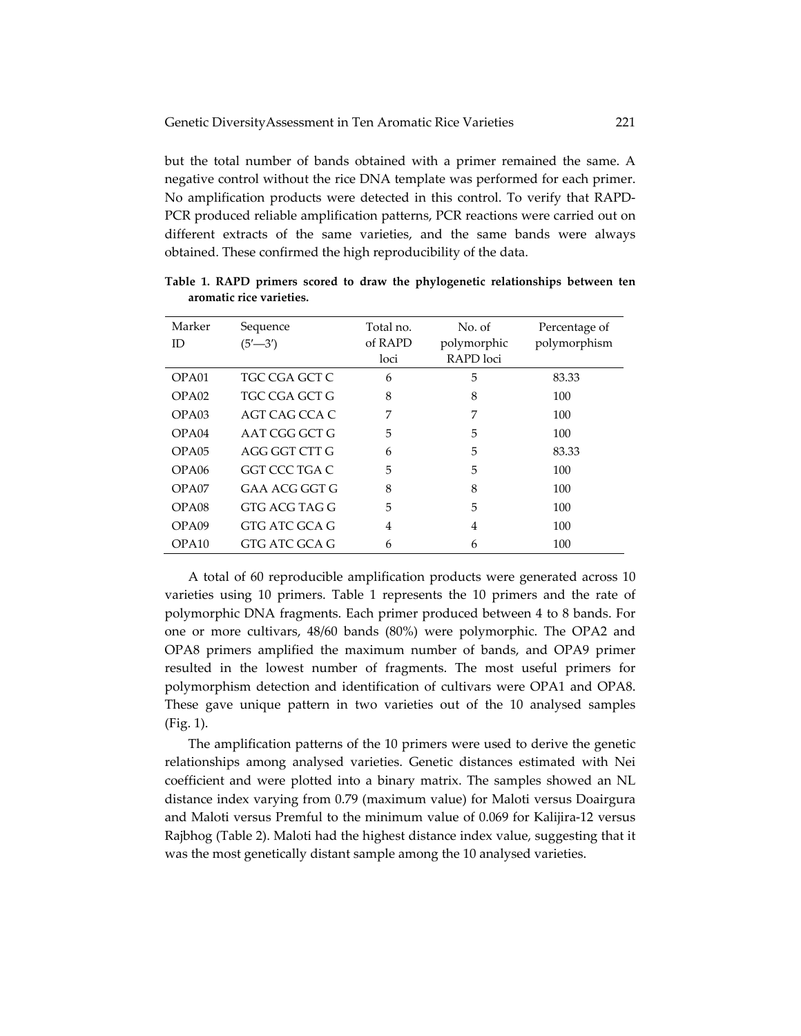but the total number of bands obtained with a primer remained the same. A negative control without the rice DNA template was performed for each primer. No amplification products were detected in this control. To verify that RAPD-PCR produced reliable amplification patterns, PCR reactions were carried out on different extracts of the same varieties, and the same bands were always obtained. These confirmed the high reproducibility of the data.

**Table 1. RAPD primers scored to draw the phylogenetic relationships between ten aromatic rice varieties.**

| Marker ID | Sequence (5′—3′) | Total no. of RAPD loci | No. of polymorphic RAPD loci | Percentage of polymorphism |
|---|---|---|---|---|
| OPA01 | TGC CGA GCT C | 6 | 5 | 83.33 |
| OPA02 | TGC CGA GCT G | 8 | 8 | 100 |
| OPA03 | AGT CAG CCA C | 7 | 7 | 100 |
| OPA04 | AAT CGG GCT G | 5 | 5 | 100 |
| OPA05 | AGG GGT CTT G | 6 | 5 | 83.33 |
| OPA06 | GGT CCC TGA C | 5 | 5 | 100 |
| OPA07 | GAA ACG GGT G | 8 | 8 | 100 |
| OPA08 | GTG ACG TAG G | 5 | 5 | 100 |
| OPA09 | GTG ATC GCA G | 4 | 4 | 100 |
| OPA10 | GTG ATC GCA G | 6 | 6 | 100 |

A total of 60 reproducible amplification products were generated across 10 varieties using 10 primers. Table 1 represents the 10 primers and the rate of polymorphic DNA fragments. Each primer produced between 4 to 8 bands. For one or more cultivars, 48/60 bands (80%) were polymorphic. The OPA2 and OPA8 primers amplified the maximum number of bands, and OPA9 primer resulted in the lowest number of fragments. The most useful primers for polymorphism detection and identification of cultivars were OPA1 and OPA8. These gave unique pattern in two varieties out of the 10 analysed samples (Fig. 1).

The amplification patterns of the 10 primers were used to derive the genetic relationships among analysed varieties. Genetic distances estimated with Nei coefficient and were plotted into a binary matrix. The samples showed an NL distance index varying from 0.79 (maximum value) for Maloti versus Doairgura and Maloti versus Premful to the minimum value of 0.069 for Kalijira-12 versus Rajbhog (Table 2). Maloti had the highest distance index value, suggesting that it was the most genetically distant sample among the 10 analysed varieties.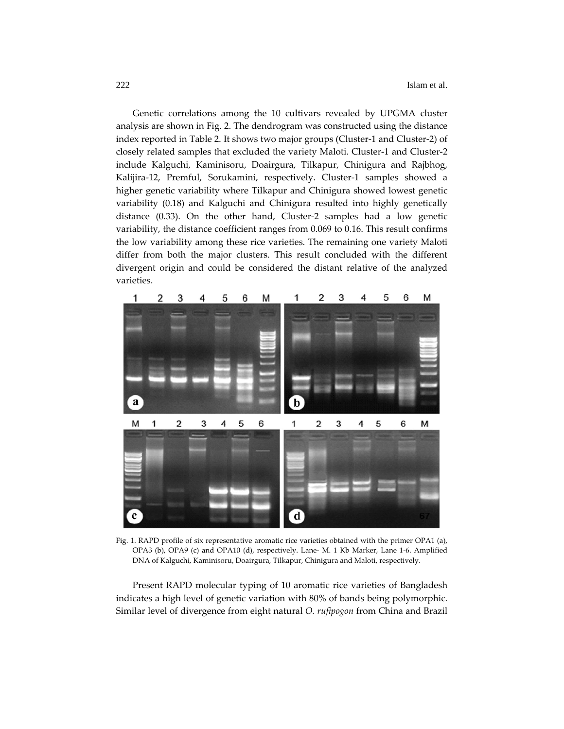Genetic correlations among the 10 cultivars revealed by UPGMA cluster analysis are shown in Fig. 2. The dendrogram was constructed using the distance index reported in Table 2. It shows two major groups (Cluster-1 and Cluster-2) of closely related samples that excluded the variety Maloti. Cluster-1 and Cluster-2 include Kalguchi, Kaminisoru, Doairgura, Tilkapur, Chinigura and Rajbhog, Kalijira-12, Premful, Sorukamini, respectively. Cluster-1 samples showed a higher genetic variability where Tilkapur and Chinigura showed lowest genetic variability (0.18) and Kalguchi and Chinigura resulted into highly genetically distance (0.33). On the other hand, Cluster-2 samples had a low genetic variability, the distance coefficient ranges from 0.069 to 0.16. This result confirms the low variability among these rice varieties. The remaining one variety Maloti differ from both the major clusters. This result concluded with the different divergent origin and could be considered the distant relative of the analyzed varieties.

Fig. 1. RAPD profile of six representative aromatic rice varieties obtained with the primer OPA1 (a), OPA3 (b), OPA9 (c) and OPA10 (d), respectively. Lane- M. 1 Kb Marker, Lane 1-6. Amplified DNA of Kalguchi, Kaminisoru, Doairgura, Tilkapur, Chinigura and Maloti, respectively.

Present RAPD molecular typing of 10 aromatic rice varieties of Bangladesh indicates a high level of genetic variation with 80% of bands being polymorphic. Similar level of divergence from eight natural *O. rufipogon* from China and Brazil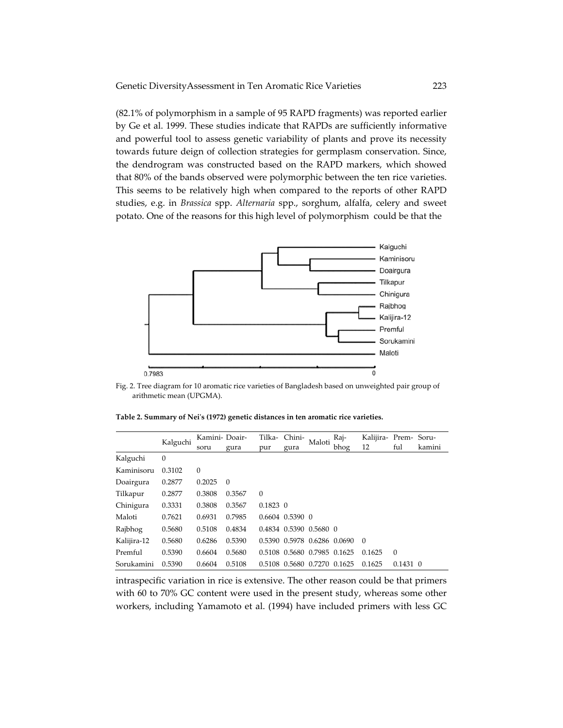(82.1% of polymorphism in a sample of 95 RAPD fragments) was reported earlier by Ge et al. 1999. These studies indicate that RAPDs are sufficiently informative and powerful tool to assess genetic variability of plants and prove its necessity towards future deign of collection strategies for germplasm conservation. Since, the dendrogram was constructed based on the RAPD markers, which showed that 80% of the bands observed were polymorphic between the ten rice varieties. This seems to be relatively high when compared to the reports of other RAPD studies, e.g. in *Brassica* spp. *Alternaria* spp., sorghum, alfalfa, celery and sweet potato. One of the reasons for this high level of polymorphism could be that the

Fig. 2. Tree diagram for 10 aromatic rice varieties of Bangladesh based on unweighted pair group of arithmetic mean (UPGMA).

**Table 2. Summary of Nei's (1972) genetic distances in ten aromatic rice varieties.**

| | Kalguchi | Kamini-soru | Doair-gura | Tilka-pur | Chini-gura | Maloti | Raj-bhog | Kalijira-12 | Prem-ful | Soru-kamini |
|---|---|---|---|---|---|---|---|---|---|---|
| Kalguchi | 0 | | | | | | | | | |
| Kaminisoru | 0.3102 | 0 | | | | | | | | |
| Doairgura | 0.2877 | 0.2025 | 0 | | | | | | | |
| Tilkapur | 0.2877 | 0.3808 | 0.3567 | 0 | | | | | | |
| Chinigura | 0.3331 | 0.3808 | 0.3567 | 0.1823 | 0 | | | | | |
| Maloti | 0.7621 | 0.6931 | 0.7985 | 0.6604 | 0.5390 | 0 | | | | |
| Rajbhog | 0.5680 | 0.5108 | 0.4834 | 0.4834 | 0.5390 | 0.5680 | 0 | | | |
| Kalijira-12 | 0.5680 | 0.6286 | 0.5390 | 0.5390 | 0.5978 | 0.6286 | 0.0690 | 0 | | |
| Premful | 0.5390 | 0.6604 | 0.5680 | 0.5108 | 0.5680 | 0.7985 | 0.1625 | 0.1625 | 0 | |
| Sorukamini | 0.5390 | 0.6604 | 0.5108 | 0.5108 | 0.5680 | 0.7270 | 0.1625 | 0.1625 | 0.1431 | 0 |

intraspecific variation in rice is extensive. The other reason could be that primers with 60 to 70% GC content were used in the present study, whereas some other workers, including Yamamoto et al. (1994) have included primers with less GC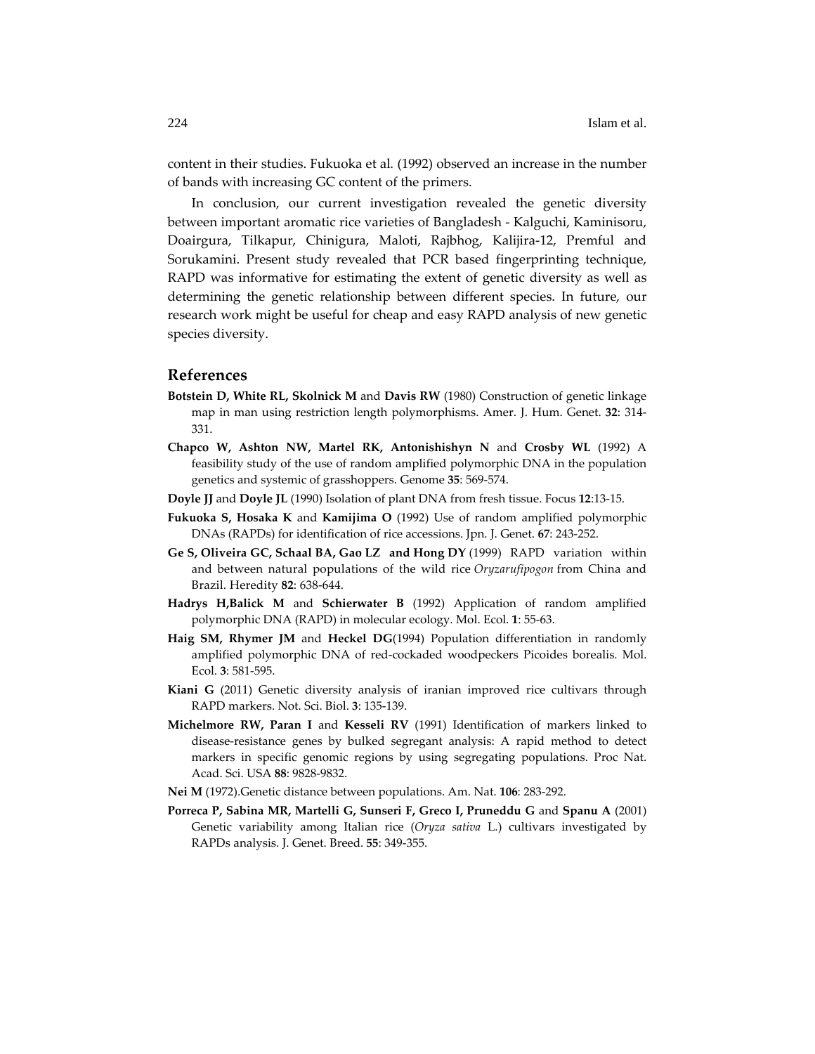content in their studies. Fukuoka et al. (1992) observed an increase in the number of bands with increasing GC content of the primers.

In conclusion, our current investigation revealed the genetic diversity between important aromatic rice varieties of Bangladesh - Kalguchi, Kaminisoru, Doairgura, Tilkapur, Chinigura, Maloti, Rajbhog, Kalijira-12, Premful and Sorukamini. Present study revealed that PCR based fingerprinting technique, RAPD was informative for estimating the extent of genetic diversity as well as determining the genetic relationship between different species. In future, our research work might be useful for cheap and easy RAPD analysis of new genetic species diversity.

## References

**Botstein D, White RL, Skolnick M** and **Davis RW** (1980) Construction of genetic linkage map in man using restriction length polymorphisms. Amer. J. Hum. Genet. **32**: 314-331.

**Chapco W, Ashton NW, Martel RK, Antonishishyn N** and **Crosby WL** (1992) A feasibility study of the use of random amplified polymorphic DNA in the population genetics and systemic of grasshoppers. Genome **35**: 569-574.

**Doyle JJ** and **Doyle JL** (1990) Isolation of plant DNA from fresh tissue. Focus **12**:13-15.

**Fukuoka S, Hosaka K** and **Kamijima O** (1992) Use of random amplified polymorphic DNAs (RAPDs) for identification of rice accessions. Jpn. J. Genet. **67**: 243-252.

**Ge S, Oliveira GC, Schaal BA, Gao LZ and Hong DY** (1999) RAPD variation within and between natural populations of the wild rice *Oryzarufipogon* from China and Brazil. Heredity **82**: 638-644.

**Hadrys H,Balick M** and **Schierwater B** (1992) Application of random amplified polymorphic DNA (RAPD) in molecular ecology. Mol. Ecol. **1**: 55-63.

**Haig SM, Rhymer JM** and **Heckel DG**(1994) Population differentiation in randomly amplified polymorphic DNA of red-cockaded woodpeckers Picoides borealis. Mol. Ecol. **3**: 581-595.

**Kiani G** (2011) Genetic diversity analysis of iranian improved rice cultivars through RAPD markers. Not. Sci. Biol. **3**: 135-139.

**Michelmore RW, Paran I** and **Kesseli RV** (1991) Identification of markers linked to disease-resistance genes by bulked segregant analysis: A rapid method to detect markers in specific genomic regions by using segregating populations. Proc Nat. Acad. Sci. USA **88**: 9828-9832.

**Nei M** (1972).Genetic distance between populations. Am. Nat. **106**: 283-292.

**Porreca P, Sabina MR, Martelli G, Sunseri F, Greco I, Pruneddu G** and **Spanu A** (2001) Genetic variability among Italian rice (*Oryza sativa* L.) cultivars investigated by RAPDs analysis. J. Genet. Breed. **55**: 349-355.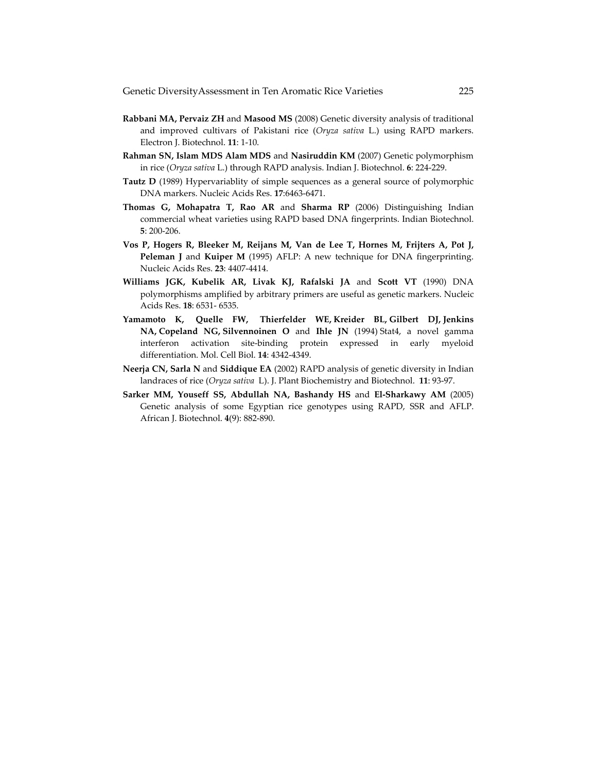**Rabbani MA, Pervaiz ZH** and **Masood MS** (2008) Genetic diversity analysis of traditional and improved cultivars of Pakistani rice (*Oryza sativa* L.) using RAPD markers. Electron J. Biotechnol. **11**: 1-10.

**Rahman SN, Islam MDS Alam MDS** and **Nasiruddin KM** (2007) Genetic polymorphism in rice (*Oryza sativa* L.) through RAPD analysis. Indian J. Biotechnol. **6**: 224-229.

**Tautz D** (1989) Hypervariablity of simple sequences as a general source of polymorphic DNA markers. Nucleic Acids Res. **17**:6463-6471.

**Thomas G, Mohapatra T, Rao AR** and **Sharma RP** (2006) Distinguishing Indian commercial wheat varieties using RAPD based DNA fingerprints. Indian Biotechnol. **5**: 200-206.

**Vos P, Hogers R, Bleeker M, Reijans M, Van de Lee T, Hornes M, Frijters A, Pot J, Peleman J** and **Kuiper M** (1995) AFLP: A new technique for DNA fingerprinting. Nucleic Acids Res. **23**: 4407-4414.

**Williams JGK, Kubelik AR, Livak KJ, Rafalski JA** and **Scott VT** (1990) DNA polymorphisms amplified by arbitrary primers are useful as genetic markers. Nucleic Acids Res. **18**: 6531- 6535.

**Yamamoto K, Quelle FW, Thierfelder WE, Kreider BL, Gilbert DJ, Jenkins NA, Copeland NG, Silvennoinen O** and **Ihle JN** (1994) Stat4, a novel gamma interferon activation site-binding protein expressed in early myeloid differentiation. Mol. Cell Biol. **14**: 4342-4349.

**Neerja CN, Sarla N** and **Siddique EA** (2002) RAPD analysis of genetic diversity in Indian landraces of rice (*Oryza sativa* L). J. Plant Biochemistry and Biotechnol. **11**: 93-97.

**Sarker MM, Youseff SS, Abdullah NA, Bashandy HS** and **El-Sharkawy AM** (2005) Genetic analysis of some Egyptian rice genotypes using RAPD, SSR and AFLP. African J. Biotechnol. **4**(9): 882-890.